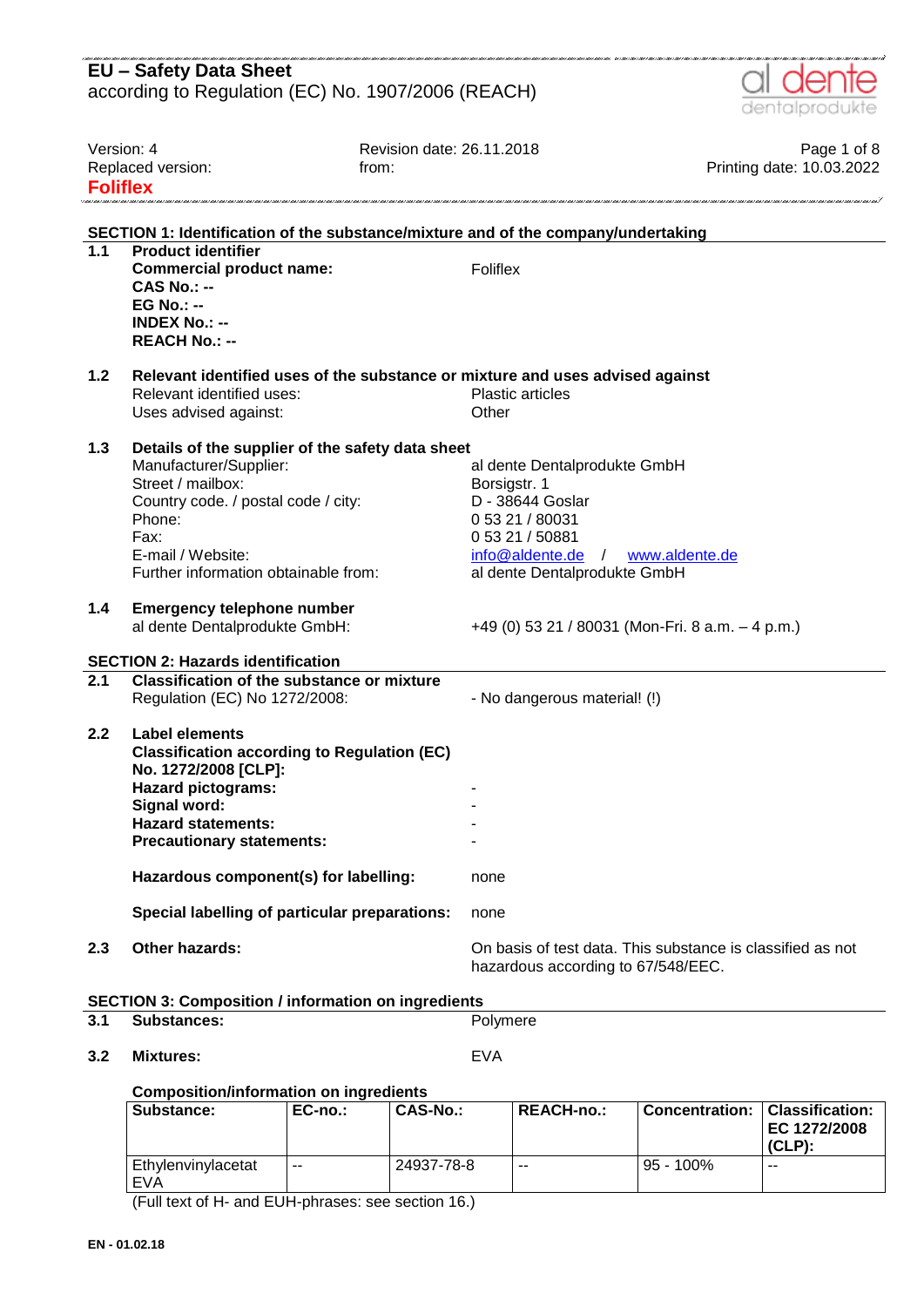# EU – Safety Data Sheet
according to Regulation (EC) No. 1907/2006 (REACH)

Version: 4 | Revision date: 26.11.2018
Replaced version: | from: | Printing date: 10.03.2022

**Foliflex**

## SECTION 1: Identification of the substance/mixture and of the company/undertaking

**1.1 Product identifier**

| | |
|---|---|
| **Commercial product name:** | Foliflex |
| **CAS No.: --** | |
| **EG No.: --** | |
| **INDEX No.: --** | |
| **REACH No.: --** | |

**1.2 Relevant identified uses of the substance or mixture and uses advised against**

| | |
|---|---|
| Relevant identified uses: | Plastic articles |
| Uses advised against: | Other |

**1.3 Details of the supplier of the safety data sheet**

| | |
|---|---|
| Manufacturer/Supplier: | al dente Dentalprodukte GmbH |
| Street / mailbox: | Borsigstr. 1 |
| Country code. / postal code / city: | D - 38644 Goslar |
| Phone: | 0 53 21 / 80031 |
| Fax: | 0 53 21 / 50881 |
| E-mail / Website: | info@aldente.de / www.aldente.de |
| Further information obtainable from: | al dente Dentalprodukte GmbH |

**1.4 Emergency telephone number**

| | |
|---|---|
| al dente Dentalprodukte GmbH: | +49 (0) 53 21 / 80031 (Mon-Fri. 8 a.m. – 4 p.m.) |

## SECTION 2: Hazards identification

**2.1 Classification of the substance or mixture**

| | |
|---|---|
| Regulation (EC) No 1272/2008: | - No dangerous material! (!) |

**2.2 Label elements**

**Classification according to Regulation (EC) No. 1272/2008 [CLP]:**

| | |
|---|---|
| **Hazard pictograms:** | - |
| **Signal word:** | - |
| **Hazard statements:** | - |
| **Precautionary statements:** | - |
| **Hazardous component(s) for labelling:** | none |
| **Special labelling of particular preparations:** | none |

**2.3 Other hazards:** On basis of test data. This substance is classified as not hazardous according to 67/548/EEC.

## SECTION 3: Composition / information on ingredients

| | |
|---|---|
| **3.1 Substances:** | Polymere |
| **3.2 Mixtures:** | EVA |

**Composition/information on ingredients**

| Substance: | EC-no.: | CAS-No.: | REACH-no.: | Concentration: | Classification: EC 1272/2008 (CLP): |
|---|---|---|---|---|---|
| Ethylenvinylacetat EVA | -- | 24937-78-8 | -- | 95 - 100% | -- |

(Full text of H- and EUH-phrases: see section 16.)

EN - 01.02.18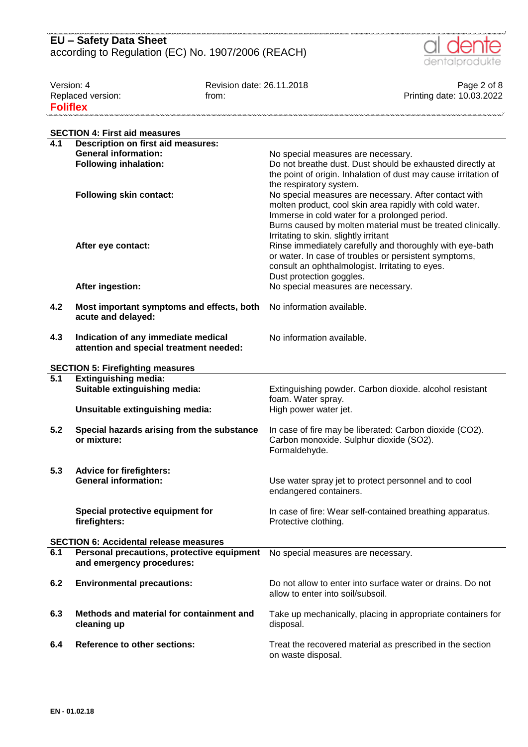## SECTION 4: First aid measures

| | | |
|---|---|---|
| **4.1** | **Description on first aid measures:** | |
| | **General information:** | No special measures are necessary. |
| | **Following inhalation:** | Do not breathe dust. Dust should be exhausted directly at the point of origin. Inhalation of dust may cause irritation of the respiratory system. |
| | **Following skin contact:** | No special measures are necessary. After contact with molten product, cool skin area rapidly with cold water. Immerse in cold water for a prolonged period. Burns caused by molten material must be treated clinically. Irritating to skin. slightly irritant |
| | **After eye contact:** | Rinse immediately carefully and thoroughly with eye-bath or water. In case of troubles or persistent symptoms, consult an ophthalmologist. Irritating to eyes. Dust protection goggles. |
| | **After ingestion:** | No special measures are necessary. |
| **4.2** | **Most important symptoms and effects, both acute and delayed:** | No information available. |
| **4.3** | **Indication of any immediate medical attention and special treatment needed:** | No information available. |

## SECTION 5: Firefighting measures

| | | |
|---|---|---|
| **5.1** | **Extinguishing media:** | |
| | **Suitable extinguishing media:** | Extinguishing powder. Carbon dioxide. alcohol resistant foam. Water spray. |
| | **Unsuitable extinguishing media:** | High power water jet. |
| **5.2** | **Special hazards arising from the substance or mixture:** | In case of fire may be liberated: Carbon dioxide ($CO_2$). Carbon monoxide. Sulphur dioxide ($SO_2$). Formaldehyde. |
| **5.3** | **Advice for firefighters:** | |
| | **General information:** | Use water spray jet to protect personnel and to cool endangered containers. |
| | **Special protective equipment for firefighters:** | In case of fire: Wear self-contained breathing apparatus. Protective clothing. |

## SECTION 6: Accidental release measures

| | | |
|---|---|---|
| **6.1** | **Personal precautions, protective equipment and emergency procedures:** | No special measures are necessary. |
| **6.2** | **Environmental precautions:** | Do not allow to enter into surface water or drains. Do not allow to enter into soil/subsoil. |
| **6.3** | **Methods and material for containment and cleaning up** | Take up mechanically, placing in appropriate containers for disposal. |
| **6.4** | **Reference to other sections:** | Treat the recovered material as prescribed in the section on waste disposal. |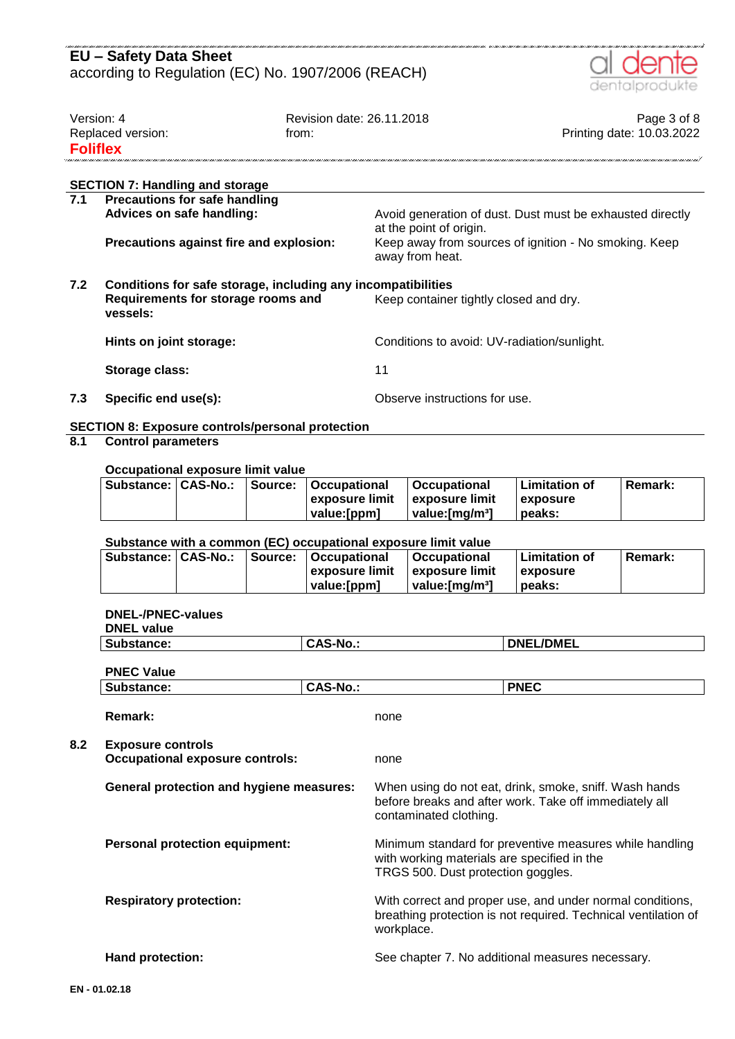## SECTION 7: Handling and storage

**7.1 Precautions for safe handling**

**Advices on safe handling:** Avoid generation of dust. Dust must be exhausted directly at the point of origin.

**Precautions against fire and explosion:** Keep away from sources of ignition - No smoking. Keep away from heat.

**7.2 Conditions for safe storage, including any incompatibilities**

**Requirements for storage rooms and vessels:** Keep container tightly closed and dry.

**Hints on joint storage:** Conditions to avoid: UV-radiation/sunlight.

**Storage class:** 11

**7.3 Specific end use(s):** Observe instructions for use.

## SECTION 8: Exposure controls/personal protection

**8.1 Control parameters**

**Occupational exposure limit value**

| Substance: | CAS-No.: | Source: | Occupational exposure limit value:[ppm] | Occupational exposure limit value:[mg/m³] | Limitation of exposure peaks: | Remark: |
|---|---|---|---|---|---|---|

**Substance with a common (EC) occupational exposure limit value**

| Substance: | CAS-No.: | Source: | Occupational exposure limit value:[ppm] | Occupational exposure limit value:[mg/m³] | Limitation of exposure peaks: | Remark: |
|---|---|---|---|---|---|---|

**DNEL-/PNEC-values**

**DNEL value**

| Substance: | CAS-No.: | DNEL/DMEL |
|---|---|---|

**PNEC Value**

| Substance: | CAS-No.: | PNEC |
|---|---|---|

**Remark:** none

**8.2 Exposure controls**

**Occupational exposure controls:** none

**General protection and hygiene measures:** When using do not eat, drink, smoke, sniff. Wash hands before breaks and after work. Take off immediately all contaminated clothing.

**Personal protection equipment:** Minimum standard for preventive measures while handling with working materials are specified in the TRGS 500. Dust protection goggles.

**Respiratory protection:** With correct and proper use, and under normal conditions, breathing protection is not required. Technical ventilation of workplace.

**Hand protection:** See chapter 7. No additional measures necessary.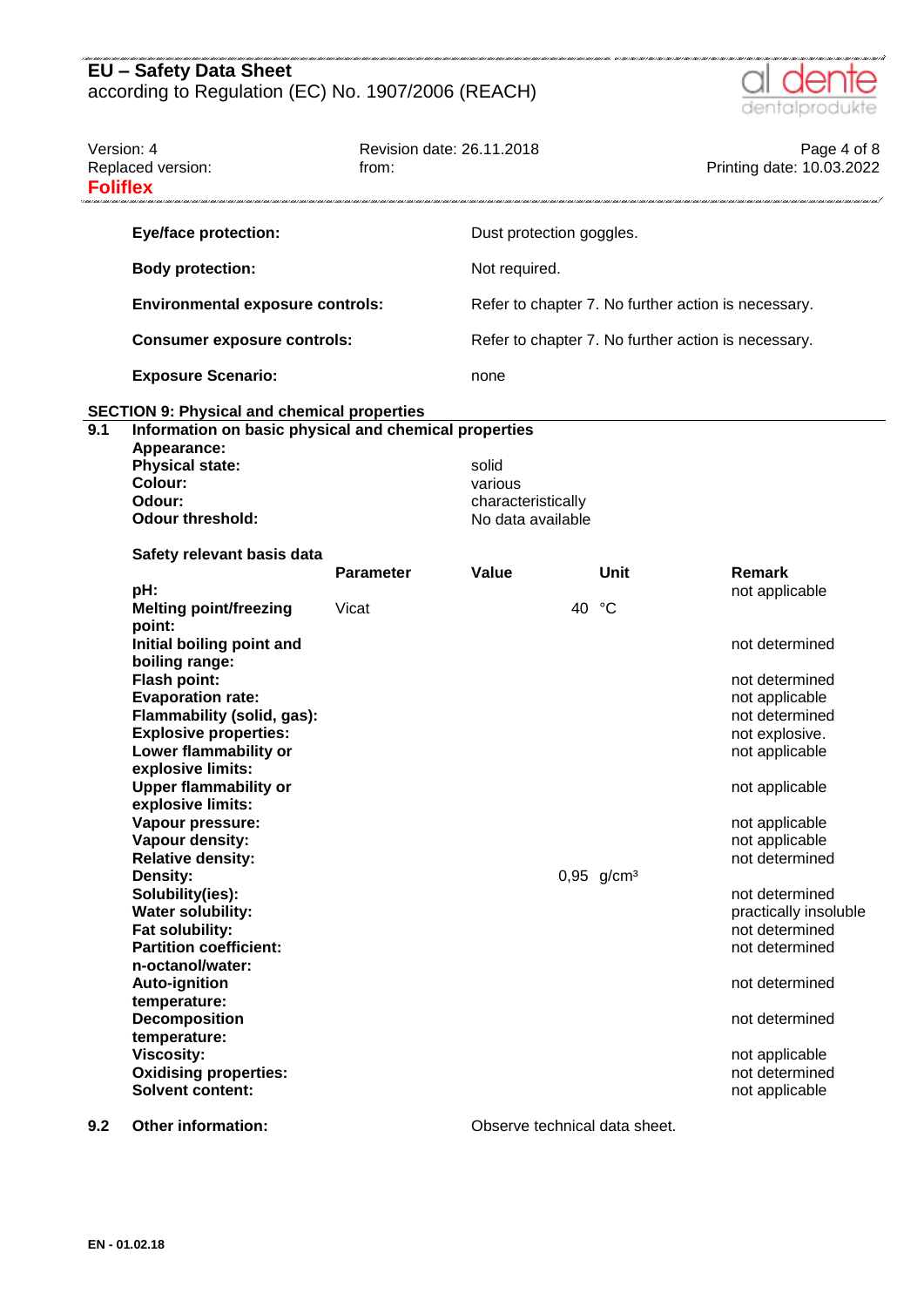| | |
|---|---|
| **Eye/face protection:** | Dust protection goggles. |
| **Body protection:** | Not required. |
| **Environmental exposure controls:** | Refer to chapter 7. No further action is necessary. |
| **Consumer exposure controls:** | Refer to chapter 7. No further action is necessary. |
| **Exposure Scenario:** | none |

## SECTION 9: Physical and chemical properties

**9.1 Information on basic physical and chemical properties**

**Appearance:**

| | |
|---|---|
| **Physical state:** | solid |
| **Colour:** | various |
| **Odour:** | characteristically |
| **Odour threshold:** | No data available |

**Safety relevant basis data**

| | Parameter | Value | Unit | Remark |
|---|---|---|---|---|
| **pH:** | | | | not applicable |
| **Melting point/freezing point:** | Vicat | 40 | °C | |
| **Initial boiling point and boiling range:** | | | | not determined |
| **Flash point:** | | | | not determined |
| **Evaporation rate:** | | | | not applicable |
| **Flammability (solid, gas):** | | | | not determined |
| **Explosive properties:** | | | | not explosive. |
| **Lower flammability or explosive limits:** | | | | not applicable |
| **Upper flammability or explosive limits:** | | | | not applicable |
| **Vapour pressure:** | | | | not applicable |
| **Vapour density:** | | | | not applicable |
| **Relative density:** | | | | not determined |
| **Density:** | | 0,95 | g/cm³ | |
| **Solubility(ies):** | | | | not determined |
| **Water solubility:** | | | | practically insoluble |
| **Fat solubility:** | | | | not determined |
| **Partition coefficient: n-octanol/water:** | | | | not determined |
| **Auto-ignition temperature:** | | | | not determined |
| **Decomposition temperature:** | | | | not determined |
| **Viscosity:** | | | | not applicable |
| **Oxidising properties:** | | | | not determined |
| **Solvent content:** | | | | not applicable |

**9.2 Other information:** Observe technical data sheet.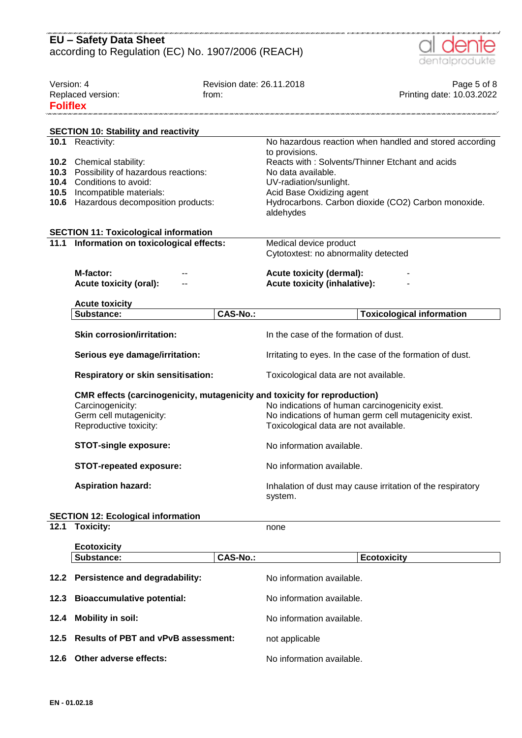## SECTION 10: Stability and reactivity

| | | |
|---|---|---|
| **10.1** | Reactivity: | No hazardous reaction when handled and stored according to provisions. |
| **10.2** | Chemical stability: | Reacts with : Solvents/Thinner Etchant and acids |
| **10.3** | Possibility of hazardous reactions: | No data available. |
| **10.4** | Conditions to avoid: | UV-radiation/sunlight. |
| **10.5** | Incompatible materials: | Acid Base Oxidizing agent |
| **10.6** | Hazardous decomposition products: | Hydrocarbons. Carbon dioxide ($CO_2$) Carbon monoxide. aldehydes |

## SECTION 11: Toxicological information

**11.1 Information on toxicological effects:** Medical device product  
Cytotoxtest: no abnormality detected

**M-factor:** --  
**Acute toxicity (oral):** --  
**Acute toxicity (dermal):** -  
**Acute toxicity (inhalative):** -

**Acute toxicity**

| Substance: | CAS-No.: | Toxicological information |
|---|---|---|

**Skin corrosion/irritation:** In the case of the formation of dust.

**Serious eye damage/irritation:** Irritating to eyes. In the case of the formation of dust.

**Respiratory or skin sensitisation:** Toxicological data are not available.

**CMR effects (carcinogenicity, mutagenicity and toxicity for reproduction)**

Carcinogenicity: No indications of human carcinogenicity exist.  
Germ cell mutagenicity: No indications of human germ cell mutagenicity exist.  
Reproductive toxicity: Toxicological data are not available.

**STOT-single exposure:** No information available.

**STOT-repeated exposure:** No information available.

**Aspiration hazard:** Inhalation of dust may cause irritation of the respiratory system.

## SECTION 12: Ecological information

**12.1 Toxicity:** none

**Ecotoxicity**

| Substance: | CAS-No.: | Ecotoxicity |
|---|---|---|

**12.2 Persistence and degradability:** No information available.

**12.3 Bioaccumulative potential:** No information available.

**12.4 Mobility in soil:** No information available.

**12.5 Results of PBT and vPvB assessment:** not applicable

**12.6 Other adverse effects:** No information available.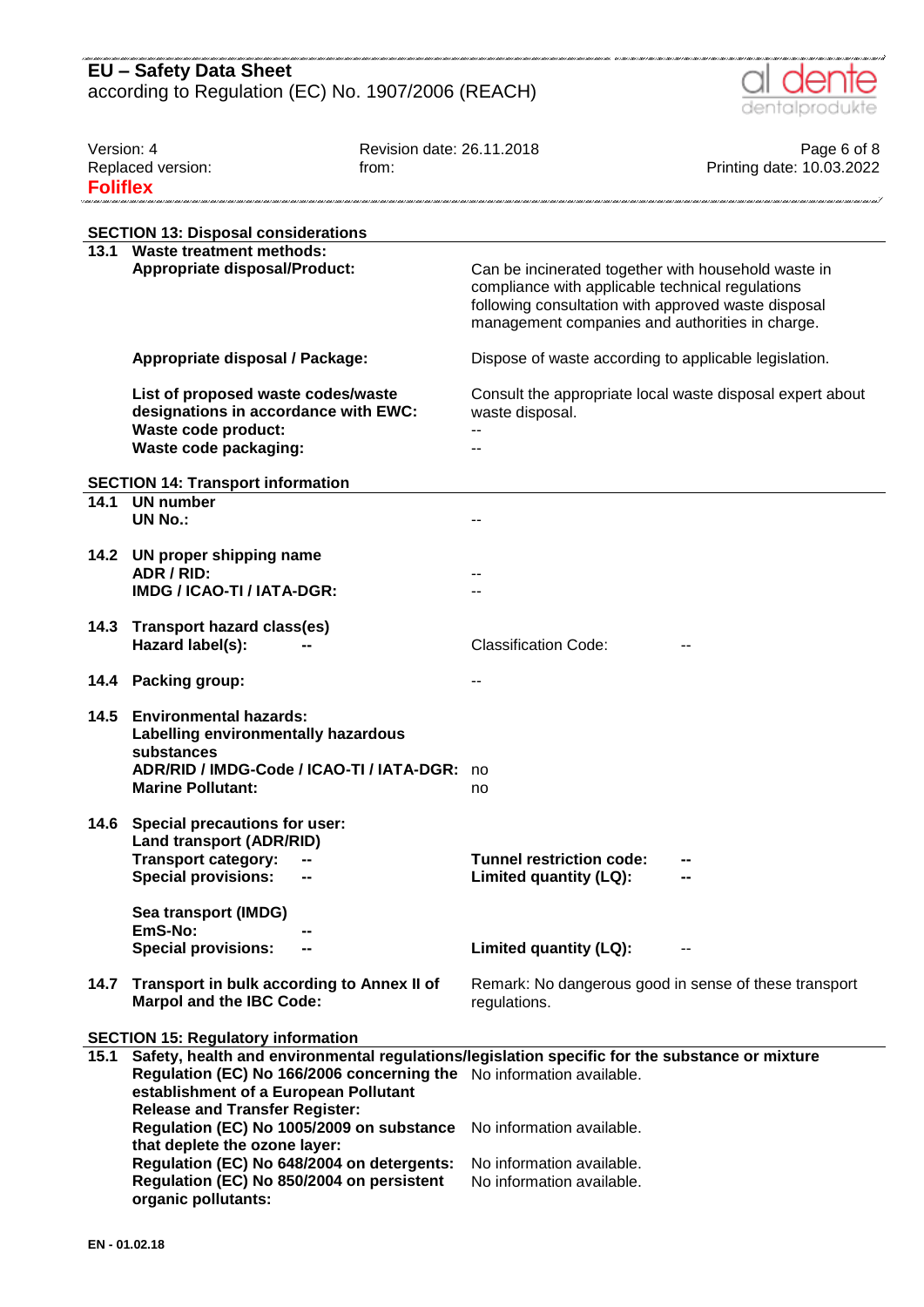## SECTION 13: Disposal considerations

**13.1 Waste treatment methods:**

| | |
|---|---|
| **Appropriate disposal/Product:** | Can be incinerated together with household waste in compliance with applicable technical regulations following consultation with approved waste disposal management companies and authorities in charge. |
| **Appropriate disposal / Package:** | Dispose of waste according to applicable legislation. |
| **List of proposed waste codes/waste designations in accordance with EWC:** | Consult the appropriate local waste disposal expert about waste disposal. |
| **Waste code product:** | -- |
| **Waste code packaging:** | -- |

## SECTION 14: Transport information

**14.1 UN number**

| | |
|---|---|
| **UN No.:** | -- |

**14.2 UN proper shipping name**

| | |
|---|---|
| **ADR / RID:** | -- |
| **IMDG / ICAO-TI / IATA-DGR:** | -- |

**14.3 Transport hazard class(es)**

| | | | |
|---|---|---|---|
| **Hazard label(s):** | -- | Classification Code: | -- |

**14.4 Packing group:** --

**14.5 Environmental hazards:**

| | |
|---|---|
| **Labelling environmentally hazardous substances** | |
| **ADR/RID / IMDG-Code / ICAO-TI / IATA-DGR:** | no |
| **Marine Pollutant:** | no |

**14.6 Special precautions for user:**

**Land transport (ADR/RID)**

| | | | |
|---|---|---|---|
| **Transport category:** | -- | **Tunnel restriction code:** | -- |
| **Special provisions:** | -- | **Limited quantity (LQ):** | -- |

**Sea transport (IMDG)**

| | | | |
|---|---|---|---|
| **EmS-No:** | -- | | |
| **Special provisions:** | -- | **Limited quantity (LQ):** | -- |

**14.7 Transport in bulk according to Annex II of Marpol and the IBC Code:** Remark: No dangerous good in sense of these transport regulations.

## SECTION 15: Regulatory information

**15.1 Safety, health and environmental regulations/legislation specific for the substance or mixture**

| | |
|---|---|
| **Regulation (EC) No 166/2006 concerning the establishment of a European Pollutant Release and Transfer Register:** | No information available. |
| **Regulation (EC) No 1005/2009 on substance that deplete the ozone layer:** | No information available. |
| **Regulation (EC) No 648/2004 on detergents:** | No information available. |
| **Regulation (EC) No 850/2004 on persistent organic pollutants:** | No information available. |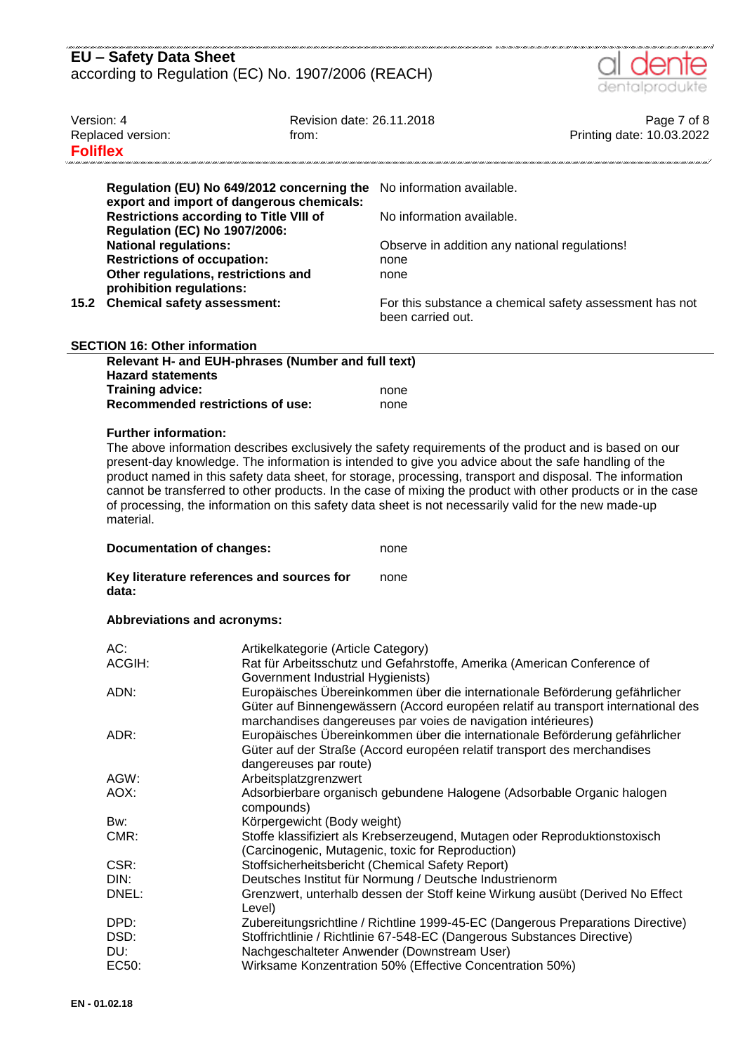| | |
|---|---|
| **Regulation (EU) No 649/2012 concerning the export and import of dangerous chemicals:** | No information available. |
| **Restrictions according to Title VIII of Regulation (EC) No 1907/2006:** | No information available. |
| **National regulations:** | Observe in addition any national regulations! |
| **Restrictions of occupation:** | none |
| **Other regulations, restrictions and prohibition regulations:** | none |
| **15.2 Chemical safety assessment:** | For this substance a chemical safety assessment has not been carried out. |

## SECTION 16: Other information

**Relevant H- and EUH-phrases (Number and full text)**

**Hazard statements**

| | |
|---|---|
| **Training advice:** | none |
| **Recommended restrictions of use:** | none |

**Further information:**

The above information describes exclusively the safety requirements of the product and is based on our present-day knowledge. The information is intended to give you advice about the safe handling of the product named in this safety data sheet, for storage, processing, transport and disposal. The information cannot be transferred to other products. In the case of mixing the product with other products or in the case of processing, the information on this safety data sheet is not necessarily valid for the new made-up material.

| | |
|---|---|
| **Documentation of changes:** | none |
| **Key literature references and sources for data:** | none |

**Abbreviations and acronyms:**

| | |
|---|---|
| AC: | Artikelkategorie (Article Category) |
| ACGIH: | Rat für Arbeitsschutz und Gefahrstoffe, Amerika (American Conference of Government Industrial Hygienists) |
| ADN: | Europäisches Übereinkommen über die internationale Beförderung gefährlicher Güter auf Binnengewässern (Accord européen relatif au transport international des marchandises dangereuses par voies de navigation intérieures) |
| ADR: | Europäisches Übereinkommen über die internationale Beförderung gefährlicher Güter auf der Straße (Accord européen relatif transport des merchandises dangereuses par route) |
| AGW: | Arbeitsplatzgrenzwert |
| AOX: | Adsorbierbare organisch gebundene Halogene (Adsorbable Organic halogen compounds) |
| Bw: | Körpergewicht (Body weight) |
| CMR: | Stoffe klassifiziert als Krebserzeugend, Mutagen oder Reproduktionstoxisch (Carcinogenic, Mutagenic, toxic for Reproduction) |
| CSR: | Stoffsicherheitsbericht (Chemical Safety Report) |
| DIN: | Deutsches Institut für Normung / Deutsche Industrienorm |
| DNEL: | Grenzwert, unterhalb dessen der Stoff keine Wirkung ausübt (Derived No Effect Level) |
| DPD: | Zubereitungsrichtline / Richtlinie 1999-45-EC (Dangerous Preparations Directive) |
| DSD: | Stoffrichtlinie / Richtlinie 67-548-EC (Dangerous Substances Directive) |
| DU: | Nachgeschalteter Anwender (Downstream User) |
| EC50: | Wirksame Konzentration 50% (Effective Concentration 50%) |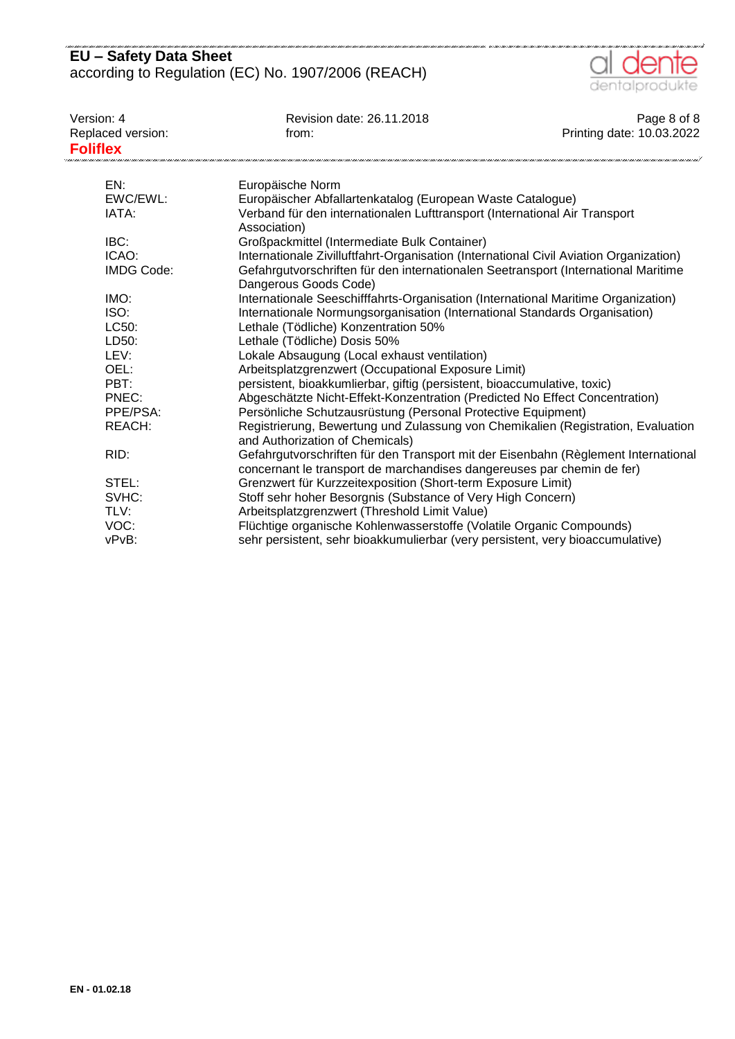| | |
|---|---|
| EN: | Europäische Norm |
| EWC/EWL: | Europäischer Abfallartenkatalog (European Waste Catalogue) |
| IATA: | Verband für den internationalen Lufttransport (International Air Transport Association) |
| IBC: | Großpackmittel (Intermediate Bulk Container) |
| ICAO: | Internationale Zivilluftfahrt-Organisation (International Civil Aviation Organization) |
| IMDG Code: | Gefahrgutvorschriften für den internationalen Seetransport (International Maritime Dangerous Goods Code) |
| IMO: | Internationale Seeschifffahrts-Organisation (International Maritime Organization) |
| ISO: | Internationale Normungsorganisation (International Standards Organisation) |
| LC50: | Lethale (Tödliche) Konzentration 50% |
| LD50: | Lethale (Tödliche) Dosis 50% |
| LEV: | Lokale Absaugung (Local exhaust ventilation) |
| OEL: | Arbeitsplatzgrenzwert (Occupational Exposure Limit) |
| PBT: | persistent, bioakkumlierbar, giftig (persistent, bioaccumulative, toxic) |
| PNEC: | Abgeschätzte Nicht-Effekt-Konzentration (Predicted No Effect Concentration) |
| PPE/PSA: | Persönliche Schutzausrüstung (Personal Protective Equipment) |
| REACH: | Registrierung, Bewertung und Zulassung von Chemikalien (Registration, Evaluation and Authorization of Chemicals) |
| RID: | Gefahrgutvorschriften für den Transport mit der Eisenbahn (Règlement International concernant le transport de marchandises dangereuses par chemin de fer) |
| STEL: | Grenzwert für Kurzzeitexposition (Short-term Exposure Limit) |
| SVHC: | Stoff sehr hoher Besorgnis (Substance of Very High Concern) |
| TLV: | Arbeitsplatzgrenzwert (Threshold Limit Value) |
| VOC: | Flüchtige organische Kohlenwasserstoffe (Volatile Organic Compounds) |
| vPvB: | sehr persistent, sehr bioakkumulierbar (very persistent, very bioaccumulative) |